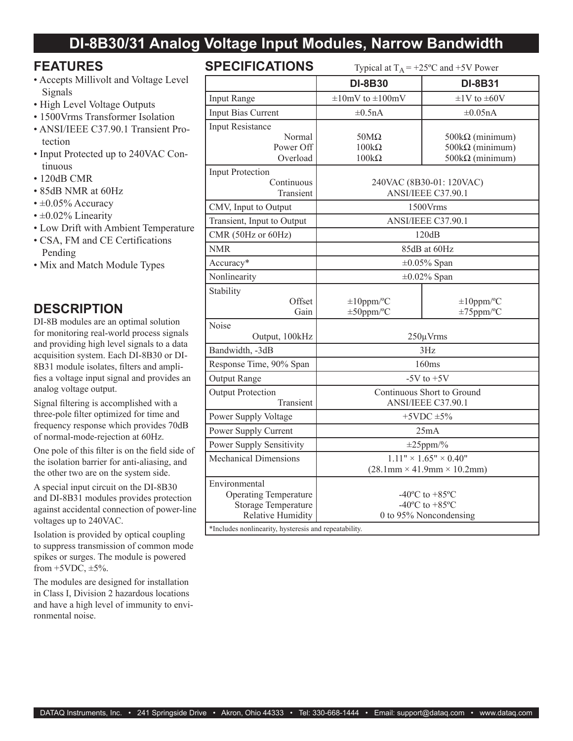# DI-8B30/31 Analog Voltage Input Modules, Narrow Bandwidth

## FEATURES

- Accepts Millivolt and Voltage Level Signals
- High Level Voltage Outputs
- 1500Vrms Transformer Isolation
- ANSI/IEEE C37.90.1 Transient Protection
- Input Protected up to 240VAC Continuous
- 120dB CMR
- 85dB NMR at 60Hz
- ±0.05% Accuracy
- ±0.02% Linearity
- Low Drift with Ambient Temperature
- CSA, FM and CE Certifications Pending
- Mix and Match Module Types

## DESCRIPTION

DI-8B modules are an optimal solution for monitoring real-world process signals and providing high level signals to a data acquisition system. Each DI-8B30 or DI-8B31 module isolates, filters and amplifies a voltage input signal and provides an analog voltage output.

Signal filtering is accomplished with a three-pole filter optimized for time and frequency response which provides 70dB of normal-mode-rejection at 60Hz.

One pole of this filter is on the field side of the isolation barrier for anti-aliasing, and the other two are on the system side.

A special input circuit on the DI-8B30 and DI-8B31 modules provides protection against accidental connection of power-line voltages up to 240VAC.

Isolation is provided by optical coupling to suppress transmission of common mode spikes or surges. The module is powered from +5VDC, ±5%.

The modules are designed for installation in Class I, Division 2 hazardous locations and have a high level of immunity to environmental noise.

## SPECIFICATIONS

Typical at $T_A$ = +25ºC and +5V Power

| | DI-8B30 | DI-8B31 |
|---|---|---|
| Input Range | ±10mV to ±100mV | ±1V to ±60V |
| Input Bias Current | ±0.5nA | ±0.05nA |
| Input Resistance<br>Normal<br>Power Off<br>Overload | <br>50MΩ<br>100kΩ<br>100kΩ | <br>500kΩ (minimum)<br>500kΩ (minimum)<br>500kΩ (minimum) |
| Input Protection<br>Continuous<br>Transient | <br>240VAC (8B30-01: 120VAC)<br>ANSI/IEEE C37.90.1 | |
| CMV, Input to Output | 1500Vrms | |
| Transient, Input to Output | ANSI/IEEE C37.90.1 | |
| CMR (50Hz or 60Hz) | 120dB | |
| NMR | 85dB at 60Hz | |
| Accuracy* | ±0.05% Span | |
| Nonlinearity | ±0.02% Span | |
| Stability<br>Offset<br>Gain | <br>±10ppm/ºC<br>±50ppm/ºC | <br>±10ppm/ºC<br>±75ppm/ºC |
| Noise<br>Output, 100kHz | <br>250µVrms | |
| Bandwidth, -3dB | 3Hz | |
| Response Time, 90% Span | 160ms | |
| Output Range | -5V to +5V | |
| Output Protection<br>Transient | Continuous Short to Ground<br>ANSI/IEEE C37.90.1 | |
| Power Supply Voltage | +5VDC ±5% | |
| Power Supply Current | 25mA | |
| Power Supply Sensitivity | ±25ppm/% | |
| Mechanical Dimensions | 1.11" × 1.65" × 0.40"<br>(28.1mm × 41.9mm × 10.2mm) | |
| Environmental<br>Operating Temperature<br>Storage Temperature<br>Relative Humidity | <br>-40ºC to +85ºC<br>-40ºC to +85ºC<br>0 to 95% Noncondensing | |

*Includes nonlinearity, hysteresis and repeatability.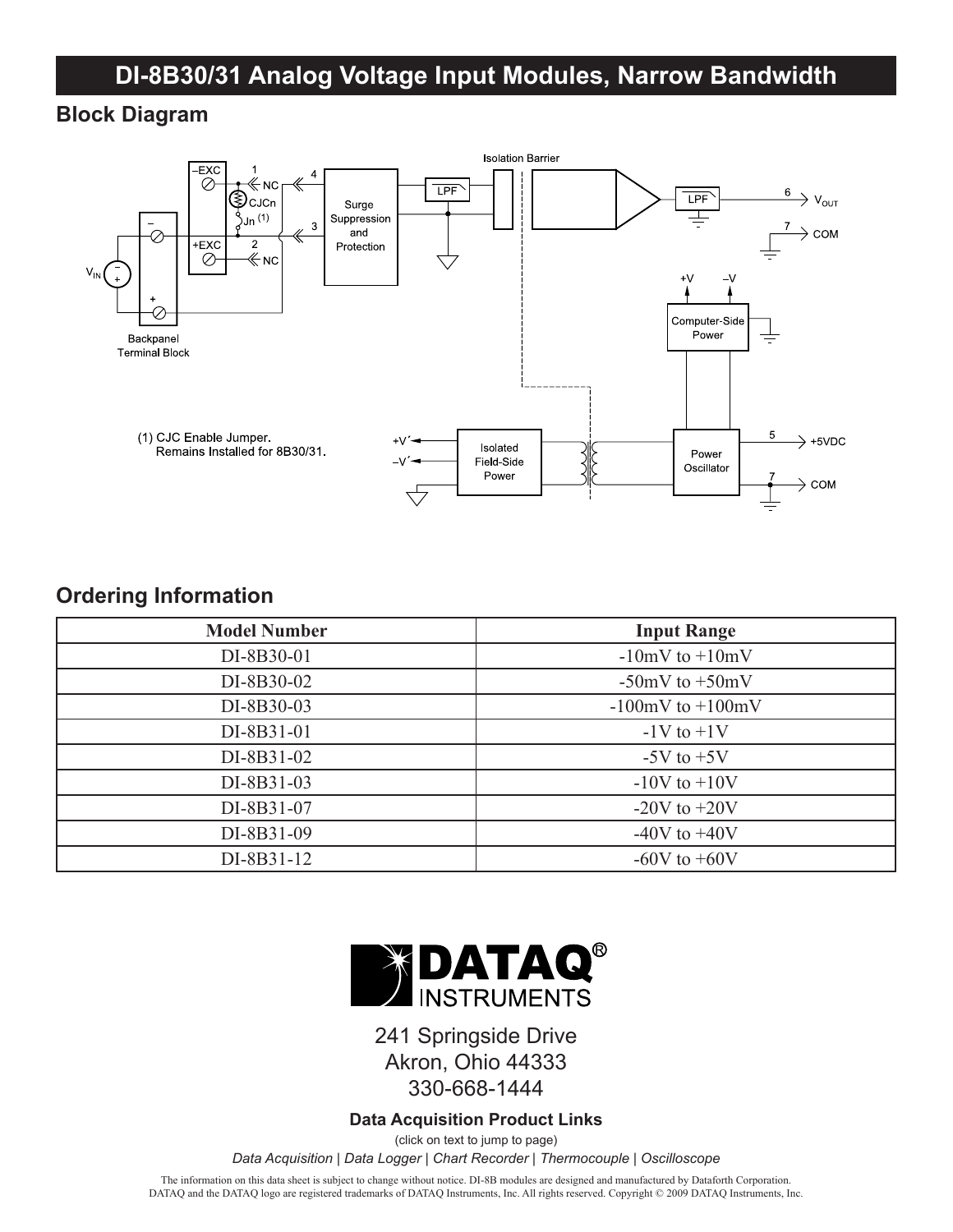# DI-8B30/31 Analog Voltage Input Modules, Narrow Bandwidth

## Block Diagram

Isolation Barrier

–EXC
1
NC
CJCn
Jn (1)
+EXC
2
NC
4
3
Surge Suppression and Protection
LPF
LPF
6
$V_{OUT}$
7
COM
$V_{IN}$
Backpanel Terminal Block
+V
–V
Computer-Side Power
(1) CJC Enable Jumper. Remains Installed for 8B30/31.
+V´
–V´
Isolated Field-Side Power
Power Oscillator
5
+5VDC
7
COM

## Ordering Information

| Model Number | Input Range |
|---|---|
| DI-8B30-01 | -10mV to +10mV |
| DI-8B30-02 | -50mV to +50mV |
| DI-8B30-03 | -100mV to +100mV |
| DI-8B31-01 | -1V to +1V |
| DI-8B31-02 | -5V to +5V |
| DI-8B31-03 | -10V to +10V |
| DI-8B31-07 | -20V to +20V |
| DI-8B31-09 | -40V to +40V |
| DI-8B31-12 | -60V to +60V |

DATAQ® INSTRUMENTS

241 Springside Drive
Akron, Ohio 44333
330-668-1444

**Data Acquisition Product Links**

(click on text to jump to page)

*Data Acquisition | Data Logger | Chart Recorder | Thermocouple | Oscilloscope*

The information on this data sheet is subject to change without notice. DI-8B modules are designed and manufactured by Dataforth Corporation.
DATAQ and the DATAQ logo are registered trademarks of DATAQ Instruments, Inc. All rights reserved. Copyright © 2009 DATAQ Instruments, Inc.